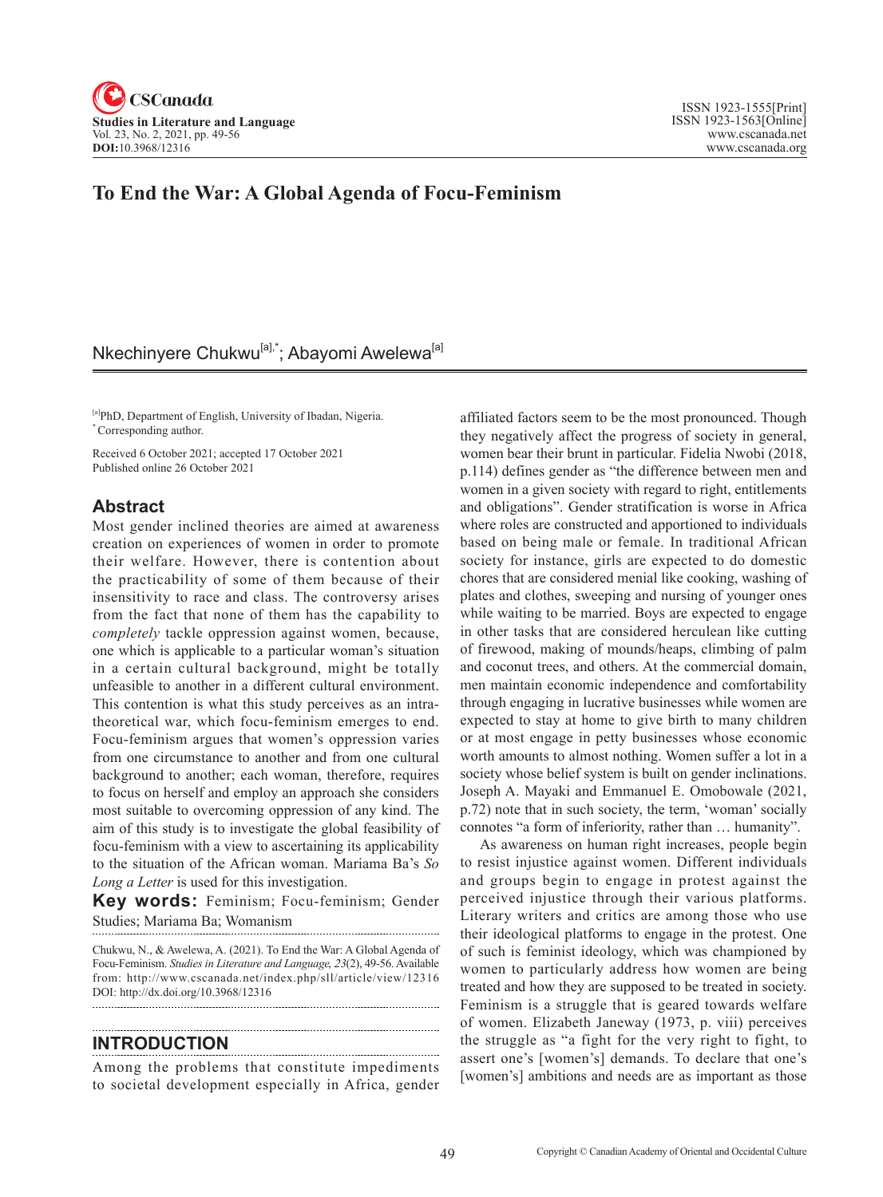# To End the War: A Global Agenda of Focu-Feminism

Nkechinyere Chukwu[a],*; Abayomi Awelewa[a]

[a]PhD, Department of English, University of Ibadan, Nigeria.
* Corresponding author.

Received 6 October 2021; accepted 17 October 2021
Published online 26 October 2021

## Abstract

Most gender inclined theories are aimed at awareness creation on experiences of women in order to promote their welfare. However, there is contention about the practicability of some of them because of their insensitivity to race and class. The controversy arises from the fact that none of them has the capability to *completely* tackle oppression against women, because, one which is applicable to a particular woman's situation in a certain cultural background, might be totally unfeasible to another in a different cultural environment. This contention is what this study perceives as an intra-theoretical war, which focu-feminism emerges to end. Focu-feminism argues that women's oppression varies from one circumstance to another and from one cultural background to another; each woman, therefore, requires to focus on herself and employ an approach she considers most suitable to overcoming oppression of any kind. The aim of this study is to investigate the global feasibility of focu-feminism with a view to ascertaining its applicability to the situation of the African woman. Mariama Ba's *So Long a Letter* is used for this investigation.

**Key words:** Feminism; Focu-feminism; Gender Studies; Mariama Ba; Womanism

Chukwu, N., & Awelewa, A. (2021). To End the War: A Global Agenda of Focu-Feminism. *Studies in Literature and Language, 23*(2), 49-56. Available from: http://www.cscanada.net/index.php/sll/article/view/12316
DOI: http://dx.doi.org/10.3968/12316

## INTRODUCTION

Among the problems that constitute impediments to societal development especially in Africa, gender affiliated factors seem to be the most pronounced. Though they negatively affect the progress of society in general, women bear their brunt in particular. Fidelia Nwobi (2018, p.114) defines gender as "the difference between men and women in a given society with regard to right, entitlements and obligations". Gender stratification is worse in Africa where roles are constructed and apportioned to individuals based on being male or female. In traditional African society for instance, girls are expected to do domestic chores that are considered menial like cooking, washing of plates and clothes, sweeping and nursing of younger ones while waiting to be married. Boys are expected to engage in other tasks that are considered herculean like cutting of firewood, making of mounds/heaps, climbing of palm and coconut trees, and others. At the commercial domain, men maintain economic independence and comfortability through engaging in lucrative businesses while women are expected to stay at home to give birth to many children or at most engage in petty businesses whose economic worth amounts to almost nothing. Women suffer a lot in a society whose belief system is built on gender inclinations. Joseph A. Mayaki and Emmanuel E. Omobowale (2021, p.72) note that in such society, the term, 'woman' socially connotes "a form of inferiority, rather than … humanity".

As awareness on human right increases, people begin to resist injustice against women. Different individuals and groups begin to engage in protest against the perceived injustice through their various platforms. Literary writers and critics are among those who use their ideological platforms to engage in the protest. One of such is feminist ideology, which was championed by women to particularly address how women are being treated and how they are supposed to be treated in society. Feminism is a struggle that is geared towards welfare of women. Elizabeth Janeway (1973, p. viii) perceives the struggle as "a fight for the very right to fight, to assert one's [women's] demands. To declare that one's [women's] ambitions and needs are as important as those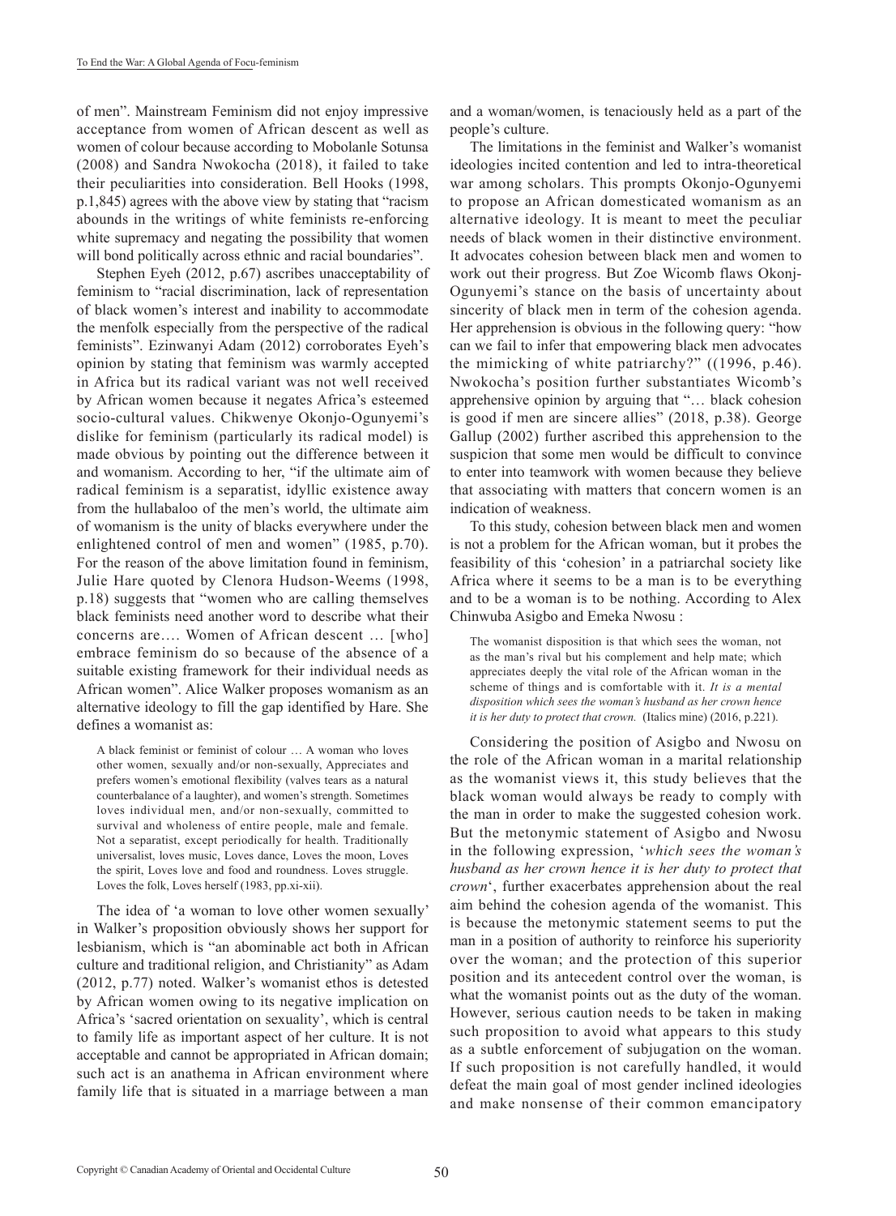of men". Mainstream Feminism did not enjoy impressive acceptance from women of African descent as well as women of colour because according to Mobolanle Sotunsa (2008) and Sandra Nwokocha (2018), it failed to take their peculiarities into consideration. Bell Hooks (1998, p.1,845) agrees with the above view by stating that "racism abounds in the writings of white feminists re-enforcing white supremacy and negating the possibility that women will bond politically across ethnic and racial boundaries".

Stephen Eyeh (2012, p.67) ascribes unacceptability of feminism to "racial discrimination, lack of representation of black women's interest and inability to accommodate the menfolk especially from the perspective of the radical feminists". Ezinwanyi Adam (2012) corroborates Eyeh's opinion by stating that feminism was warmly accepted in Africa but its radical variant was not well received by African women because it negates Africa's esteemed socio-cultural values. Chikwenye Okonjo-Ogunyemi's dislike for feminism (particularly its radical model) is made obvious by pointing out the difference between it and womanism. According to her, "if the ultimate aim of radical feminism is a separatist, idyllic existence away from the hullabaloo of the men's world, the ultimate aim of womanism is the unity of blacks everywhere under the enlightened control of men and women" (1985, p.70). For the reason of the above limitation found in feminism, Julie Hare quoted by Clenora Hudson-Weems (1998, p.18) suggests that "women who are calling themselves black feminists need another word to describe what their concerns are…. Women of African descent … [who] embrace feminism do so because of the absence of a suitable existing framework for their individual needs as African women". Alice Walker proposes womanism as an alternative ideology to fill the gap identified by Hare. She defines a womanist as:

> A black feminist or feminist of colour … A woman who loves other women, sexually and/or non-sexually, Appreciates and prefers women's emotional flexibility (valves tears as a natural counterbalance of a laughter), and women's strength. Sometimes loves individual men, and/or non-sexually, committed to survival and wholeness of entire people, male and female. Not a separatist, except periodically for health. Traditionally universalist, loves music, Loves dance, Loves the moon, Loves the spirit, Loves love and food and roundness. Loves struggle. Loves the folk, Loves herself (1983, pp.xi-xii).

The idea of 'a woman to love other women sexually' in Walker's proposition obviously shows her support for lesbianism, which is "an abominable act both in African culture and traditional religion, and Christianity" as Adam (2012, p.77) noted. Walker's womanist ethos is detested by African women owing to its negative implication on Africa's 'sacred orientation on sexuality', which is central to family life as important aspect of her culture. It is not acceptable and cannot be appropriated in African domain; such act is an anathema in African environment where family life that is situated in a marriage between a man and a woman/women, is tenaciously held as a part of the people's culture.

The limitations in the feminist and Walker's womanist ideologies incited contention and led to intra-theoretical war among scholars. This prompts Okonjo-Ogunyemi to propose an African domesticated womanism as an alternative ideology. It is meant to meet the peculiar needs of black women in their distinctive environment. It advocates cohesion between black men and women to work out their progress. But Zoe Wicomb flaws Okonj-Ogunyemi's stance on the basis of uncertainty about sincerity of black men in term of the cohesion agenda. Her apprehension is obvious in the following query: "how can we fail to infer that empowering black men advocates the mimicking of white patriarchy?" ((1996, p.46). Nwokocha's position further substantiates Wicomb's apprehensive opinion by arguing that "… black cohesion is good if men are sincere allies" (2018, p.38). George Gallup (2002) further ascribed this apprehension to the suspicion that some men would be difficult to convince to enter into teamwork with women because they believe that associating with matters that concern women is an indication of weakness.

To this study, cohesion between black men and women is not a problem for the African woman, but it probes the feasibility of this 'cohesion' in a patriarchal society like Africa where it seems to be a man is to be everything and to be a woman is to be nothing. According to Alex Chinwuba Asigbo and Emeka Nwosu :

> The womanist disposition is that which sees the woman, not as the man's rival but his complement and help mate; which appreciates deeply the vital role of the African woman in the scheme of things and is comfortable with it. *It is a mental disposition which sees the woman's husband as her crown hence it is her duty to protect that crown.* (Italics mine) (2016, p.221).

Considering the position of Asigbo and Nwosu on the role of the African woman in a marital relationship as the womanist views it, this study believes that the black woman would always be ready to comply with the man in order to make the suggested cohesion work. But the metonymic statement of Asigbo and Nwosu in the following expression, '*which sees the woman's husband as her crown hence it is her duty to protect that crown*', further exacerbates apprehension about the real aim behind the cohesion agenda of the womanist. This is because the metonymic statement seems to put the man in a position of authority to reinforce his superiority over the woman; and the protection of this superior position and its antecedent control over the woman, is what the womanist points out as the duty of the woman. However, serious caution needs to be taken in making such proposition to avoid what appears to this study as a subtle enforcement of subjugation on the woman. If such proposition is not carefully handled, it would defeat the main goal of most gender inclined ideologies and make nonsense of their common emancipatory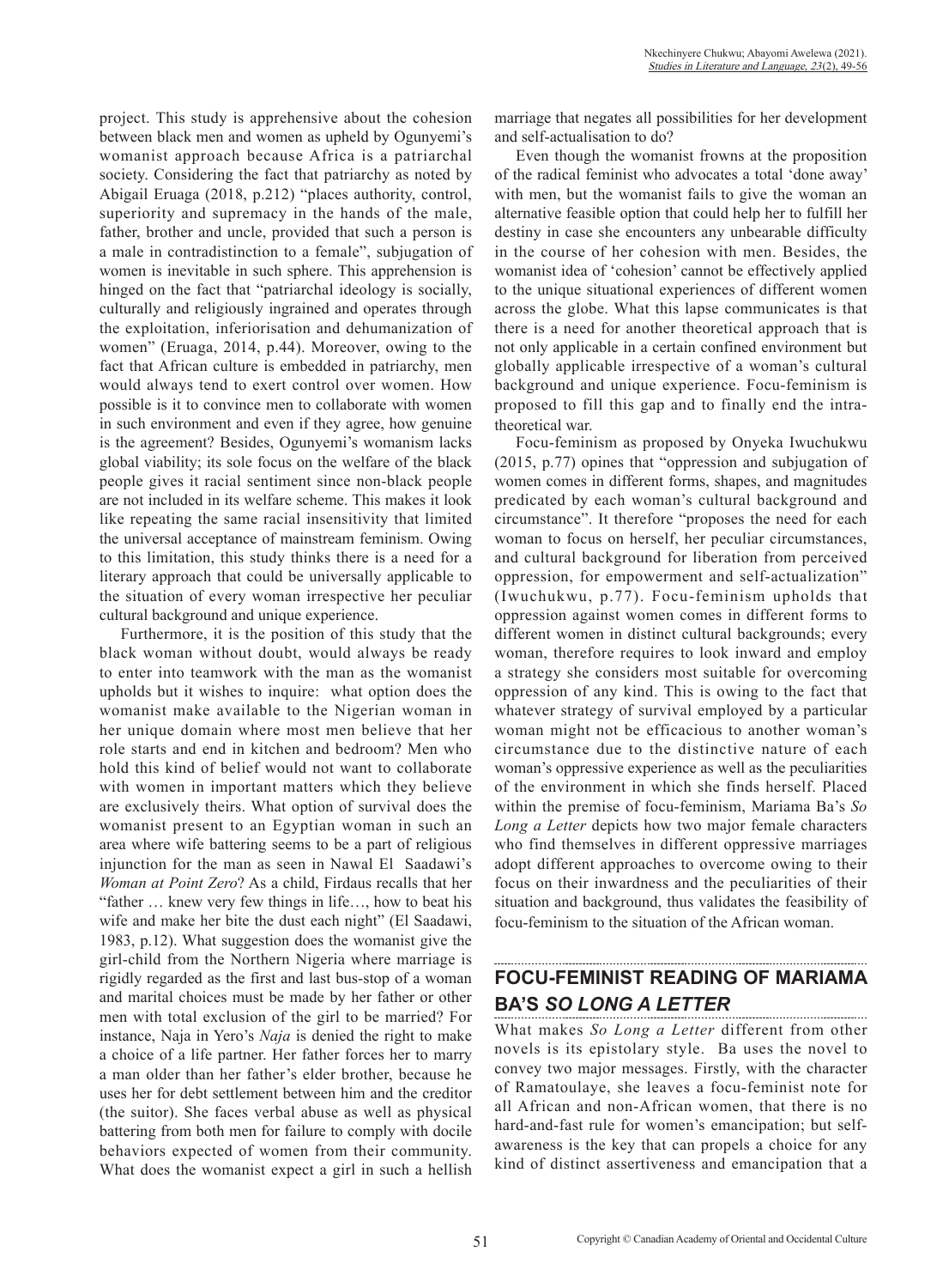project. This study is apprehensive about the cohesion between black men and women as upheld by Ogunyemi's womanist approach because Africa is a patriarchal society. Considering the fact that patriarchy as noted by Abigail Eruaga (2018, p.212) "places authority, control, superiority and supremacy in the hands of the male, father, brother and uncle, provided that such a person is a male in contradistinction to a female", subjugation of women is inevitable in such sphere. This apprehension is hinged on the fact that "patriarchal ideology is socially, culturally and religiously ingrained and operates through the exploitation, inferiorisation and dehumanization of women" (Eruaga, 2014, p.44). Moreover, owing to the fact that African culture is embedded in patriarchy, men would always tend to exert control over women. How possible is it to convince men to collaborate with women in such environment and even if they agree, how genuine is the agreement? Besides, Ogunyemi's womanism lacks global viability; its sole focus on the welfare of the black people gives it racial sentiment since non-black people are not included in its welfare scheme. This makes it look like repeating the same racial insensitivity that limited the universal acceptance of mainstream feminism. Owing to this limitation, this study thinks there is a need for a literary approach that could be universally applicable to the situation of every woman irrespective her peculiar cultural background and unique experience.

Furthermore, it is the position of this study that the black woman without doubt, would always be ready to enter into teamwork with the man as the womanist upholds but it wishes to inquire: what option does the womanist make available to the Nigerian woman in her unique domain where most men believe that her role starts and end in kitchen and bedroom? Men who hold this kind of belief would not want to collaborate with women in important matters which they believe are exclusively theirs. What option of survival does the womanist present to an Egyptian woman in such an area where wife battering seems to be a part of religious injunction for the man as seen in Nawal El Saadawi's *Woman at Point Zero*? As a child, Firdaus recalls that her "father … knew very few things in life…, how to beat his wife and make her bite the dust each night" (El Saadawi, 1983, p.12). What suggestion does the womanist give the girl-child from the Northern Nigeria where marriage is rigidly regarded as the first and last bus-stop of a woman and marital choices must be made by her father or other men with total exclusion of the girl to be married? For instance, Naja in Yero's *Naja* is denied the right to make a choice of a life partner. Her father forces her to marry a man older than her father's elder brother, because he uses her for debt settlement between him and the creditor (the suitor). She faces verbal abuse as well as physical battering from both men for failure to comply with docile behaviors expected of women from their community. What does the womanist expect a girl in such a hellish marriage that negates all possibilities for her development and self-actualisation to do?

Even though the womanist frowns at the proposition of the radical feminist who advocates a total 'done away' with men, but the womanist fails to give the woman an alternative feasible option that could help her to fulfill her destiny in case she encounters any unbearable difficulty in the course of her cohesion with men. Besides, the womanist idea of 'cohesion' cannot be effectively applied to the unique situational experiences of different women across the globe. What this lapse communicates is that there is a need for another theoretical approach that is not only applicable in a certain confined environment but globally applicable irrespective of a woman's cultural background and unique experience. Focu-feminism is proposed to fill this gap and to finally end the intra-theoretical war.

Focu-feminism as proposed by Onyeka Iwuchukwu (2015, p.77) opines that "oppression and subjugation of women comes in different forms, shapes, and magnitudes predicated by each woman's cultural background and circumstance". It therefore "proposes the need for each woman to focus on herself, her peculiar circumstances, and cultural background for liberation from perceived oppression, for empowerment and self-actualization" (Iwuchukwu, p.77). Focu-feminism upholds that oppression against women comes in different forms to different women in distinct cultural backgrounds; every woman, therefore requires to look inward and employ a strategy she considers most suitable for overcoming oppression of any kind. This is owing to the fact that whatever strategy of survival employed by a particular woman might not be efficacious to another woman's circumstance due to the distinctive nature of each woman's oppressive experience as well as the peculiarities of the environment in which she finds herself. Placed within the premise of focu-feminism, Mariama Ba's *So Long a Letter* depicts how two major female characters who find themselves in different oppressive marriages adopt different approaches to overcome owing to their focus on their inwardness and the peculiarities of their situation and background, thus validates the feasibility of focu-feminism to the situation of the African woman.

## FOCU-FEMINIST READING OF MARIAMA BA'S *SO LONG A LETTER*

What makes *So Long a Letter* different from other novels is its epistolary style. Ba uses the novel to convey two major messages. Firstly, with the character of Ramatoulaye, she leaves a focu-feminist note for all African and non-African women, that there is no hard-and-fast rule for women's emancipation; but self-awareness is the key that can propels a choice for any kind of distinct assertiveness and emancipation that a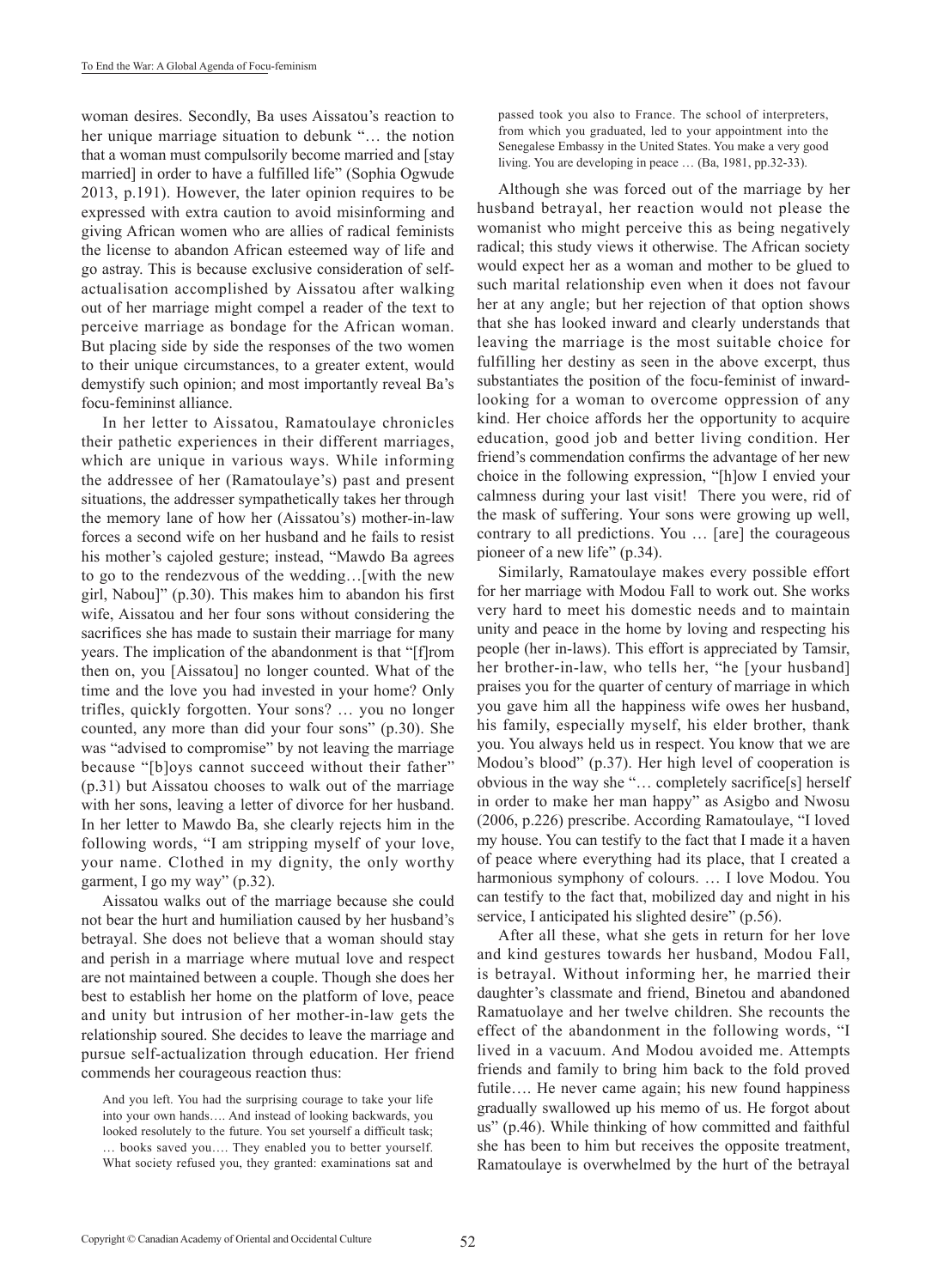woman desires. Secondly, Ba uses Aissatou's reaction to her unique marriage situation to debunk "… the notion that a woman must compulsorily become married and [stay married] in order to have a fulfilled life" (Sophia Ogwude 2013, p.191). However, the later opinion requires to be expressed with extra caution to avoid misinforming and giving African women who are allies of radical feminists the license to abandon African esteemed way of life and go astray. This is because exclusive consideration of self-actualisation accomplished by Aissatou after walking out of her marriage might compel a reader of the text to perceive marriage as bondage for the African woman. But placing side by side the responses of the two women to their unique circumstances, to a greater extent, would demystify such opinion; and most importantly reveal Ba's focu-femininst alliance.

In her letter to Aissatou, Ramatoulaye chronicles their pathetic experiences in their different marriages, which are unique in various ways. While informing the addressee of her (Ramatoulaye's) past and present situations, the addresser sympathetically takes her through the memory lane of how her (Aissatou's) mother-in-law forces a second wife on her husband and he fails to resist his mother's cajoled gesture; instead, "Mawdo Ba agrees to go to the rendezvous of the wedding…[with the new girl, Nabou]" (p.30). This makes him to abandon his first wife, Aissatou and her four sons without considering the sacrifices she has made to sustain their marriage for many years. The implication of the abandonment is that "[f]rom then on, you [Aissatou] no longer counted. What of the time and the love you had invested in your home? Only trifles, quickly forgotten. Your sons? … you no longer counted, any more than did your four sons" (p.30). She was "advised to compromise" by not leaving the marriage because "[b]oys cannot succeed without their father" (p.31) but Aissatou chooses to walk out of the marriage with her sons, leaving a letter of divorce for her husband. In her letter to Mawdo Ba, she clearly rejects him in the following words, "I am stripping myself of your love, your name. Clothed in my dignity, the only worthy garment, I go my way" (p.32).

Aissatou walks out of the marriage because she could not bear the hurt and humiliation caused by her husband's betrayal. She does not believe that a woman should stay and perish in a marriage where mutual love and respect are not maintained between a couple. Though she does her best to establish her home on the platform of love, peace and unity but intrusion of her mother-in-law gets the relationship soured. She decides to leave the marriage and pursue self-actualization through education. Her friend commends her courageous reaction thus:

> And you left. You had the surprising courage to take your life into your own hands…. And instead of looking backwards, you looked resolutely to the future. You set yourself a difficult task; … books saved you…. They enabled you to better yourself. What society refused you, they granted: examinations sat and passed took you also to France. The school of interpreters, from which you graduated, led to your appointment into the Senegalese Embassy in the United States. You make a very good living. You are developing in peace … (Ba, 1981, pp.32-33).

Although she was forced out of the marriage by her husband betrayal, her reaction would not please the womanist who might perceive this as being negatively radical; this study views it otherwise. The African society would expect her as a woman and mother to be glued to such marital relationship even when it does not favour her at any angle; but her rejection of that option shows that she has looked inward and clearly understands that leaving the marriage is the most suitable choice for fulfilling her destiny as seen in the above excerpt, thus substantiates the position of the focu-feminist of inward-looking for a woman to overcome oppression of any kind. Her choice affords her the opportunity to acquire education, good job and better living condition. Her friend's commendation confirms the advantage of her new choice in the following expression, "[h]ow I envied your calmness during your last visit! There you were, rid of the mask of suffering. Your sons were growing up well, contrary to all predictions. You … [are] the courageous pioneer of a new life" (p.34).

Similarly, Ramatoulaye makes every possible effort for her marriage with Modou Fall to work out. She works very hard to meet his domestic needs and to maintain unity and peace in the home by loving and respecting his people (her in-laws). This effort is appreciated by Tamsir, her brother-in-law, who tells her, "he [your husband] praises you for the quarter of century of marriage in which you gave him all the happiness wife owes her husband, his family, especially myself, his elder brother, thank you. You always held us in respect. You know that we are Modou's blood" (p.37). Her high level of cooperation is obvious in the way she "… completely sacrifice[s] herself in order to make her man happy" as Asigbo and Nwosu (2006, p.226) prescribe. According Ramatoulaye, "I loved my house. You can testify to the fact that I made it a haven of peace where everything had its place, that I created a harmonious symphony of colours. … I love Modou. You can testify to the fact that, mobilized day and night in his service, I anticipated his slighted desire" (p.56).

After all these, what she gets in return for her love and kind gestures towards her husband, Modou Fall, is betrayal. Without informing her, he married their daughter's classmate and friend, Binetou and abandoned Ramatuolaye and her twelve children. She recounts the effect of the abandonment in the following words, "I lived in a vacuum. And Modou avoided me. Attempts friends and family to bring him back to the fold proved futile…. He never came again; his new found happiness gradually swallowed up his memo of us. He forgot about us" (p.46). While thinking of how committed and faithful she has been to him but receives the opposite treatment, Ramatoulaye is overwhelmed by the hurt of the betrayal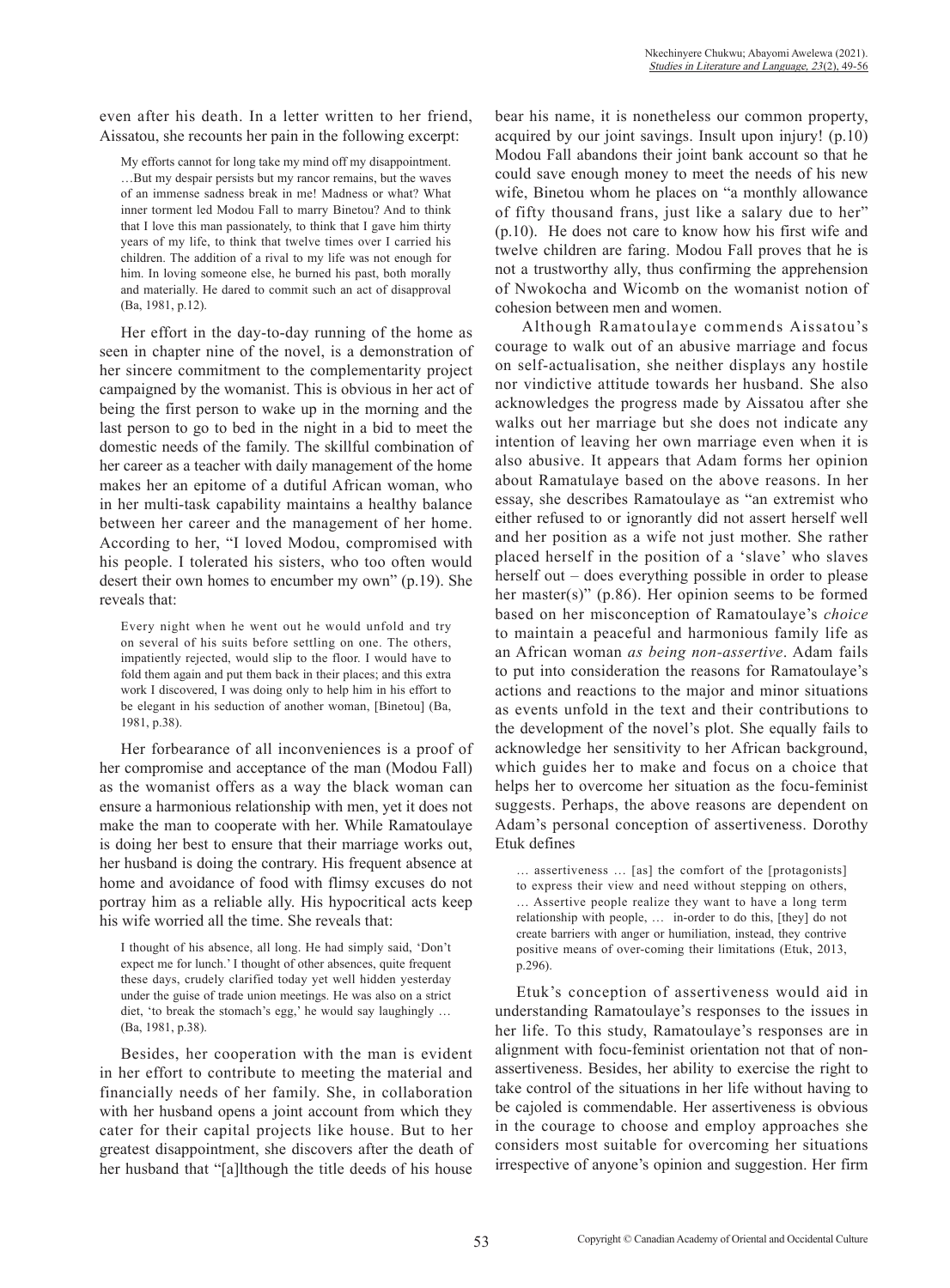even after his death. In a letter written to her friend, Aissatou, she recounts her pain in the following excerpt:

> My efforts cannot for long take my mind off my disappointment. …But my despair persists but my rancor remains, but the waves of an immense sadness break in me! Madness or what? What inner torment led Modou Fall to marry Binetou? And to think that I love this man passionately, to think that I gave him thirty years of my life, to think that twelve times over I carried his children. The addition of a rival to my life was not enough for him. In loving someone else, he burned his past, both morally and materially. He dared to commit such an act of disapproval (Ba, 1981, p.12).

Her effort in the day-to-day running of the home as seen in chapter nine of the novel, is a demonstration of her sincere commitment to the complementarity project campaigned by the womanist. This is obvious in her act of being the first person to wake up in the morning and the last person to go to bed in the night in a bid to meet the domestic needs of the family. The skillful combination of her career as a teacher with daily management of the home makes her an epitome of a dutiful African woman, who in her multi-task capability maintains a healthy balance between her career and the management of her home. According to her, "I loved Modou, compromised with his people. I tolerated his sisters, who too often would desert their own homes to encumber my own" (p.19). She reveals that:

> Every night when he went out he would unfold and try on several of his suits before settling on one. The others, impatiently rejected, would slip to the floor. I would have to fold them again and put them back in their places; and this extra work I discovered, I was doing only to help him in his effort to be elegant in his seduction of another woman, [Binetou] (Ba, 1981, p.38).

Her forbearance of all inconveniences is a proof of her compromise and acceptance of the man (Modou Fall) as the womanist offers as a way the black woman can ensure a harmonious relationship with men, yet it does not make the man to cooperate with her. While Ramatoulaye is doing her best to ensure that their marriage works out, her husband is doing the contrary. His frequent absence at home and avoidance of food with flimsy excuses do not portray him as a reliable ally. His hypocritical acts keep his wife worried all the time. She reveals that:

> I thought of his absence, all long. He had simply said, 'Don't expect me for lunch.' I thought of other absences, quite frequent these days, crudely clarified today yet well hidden yesterday under the guise of trade union meetings. He was also on a strict diet, 'to break the stomach's egg,' he would say laughingly … (Ba, 1981, p.38).

Besides, her cooperation with the man is evident in her effort to contribute to meeting the material and financially needs of her family. She, in collaboration with her husband opens a joint account from which they cater for their capital projects like house. But to her greatest disappointment, she discovers after the death of her husband that "[a]lthough the title deeds of his house bear his name, it is nonetheless our common property, acquired by our joint savings. Insult upon injury! (p.10) Modou Fall abandons their joint bank account so that he could save enough money to meet the needs of his new wife, Binetou whom he places on "a monthly allowance of fifty thousand frans, just like a salary due to her" (p.10). He does not care to know how his first wife and twelve children are faring. Modou Fall proves that he is not a trustworthy ally, thus confirming the apprehension of Nwokocha and Wicomb on the womanist notion of cohesion between men and women.

Although Ramatoulaye commends Aissatou's courage to walk out of an abusive marriage and focus on self-actualisation, she neither displays any hostile nor vindictive attitude towards her husband. She also acknowledges the progress made by Aissatou after she walks out her marriage but she does not indicate any intention of leaving her own marriage even when it is also abusive. It appears that Adam forms her opinion about Ramatulaye based on the above reasons. In her essay, she describes Ramatoulaye as "an extremist who either refused to or ignorantly did not assert herself well and her position as a wife not just mother. She rather placed herself in the position of a 'slave' who slaves herself out – does everything possible in order to please her master(s)" (p.86). Her opinion seems to be formed based on her misconception of Ramatoulaye's *choice* to maintain a peaceful and harmonious family life as an African woman *as being non-assertive*. Adam fails to put into consideration the reasons for Ramatoulaye's actions and reactions to the major and minor situations as events unfold in the text and their contributions to the development of the novel's plot. She equally fails to acknowledge her sensitivity to her African background, which guides her to make and focus on a choice that helps her to overcome her situation as the focu-feminist suggests. Perhaps, the above reasons are dependent on Adam's personal conception of assertiveness. Dorothy Etuk defines

> … assertiveness … [as] the comfort of the [protagonists] to express their view and need without stepping on others, … Assertive people realize they want to have a long term relationship with people, … in-order to do this, [they] do not create barriers with anger or humiliation, instead, they contrive positive means of over-coming their limitations (Etuk, 2013, p.296).

Etuk's conception of assertiveness would aid in understanding Ramatoulaye's responses to the issues in her life. To this study, Ramatoulaye's responses are in alignment with focu-feminist orientation not that of non-assertiveness. Besides, her ability to exercise the right to take control of the situations in her life without having to be cajoled is commendable. Her assertiveness is obvious in the courage to choose and employ approaches she considers most suitable for overcoming her situations irrespective of anyone's opinion and suggestion. Her firm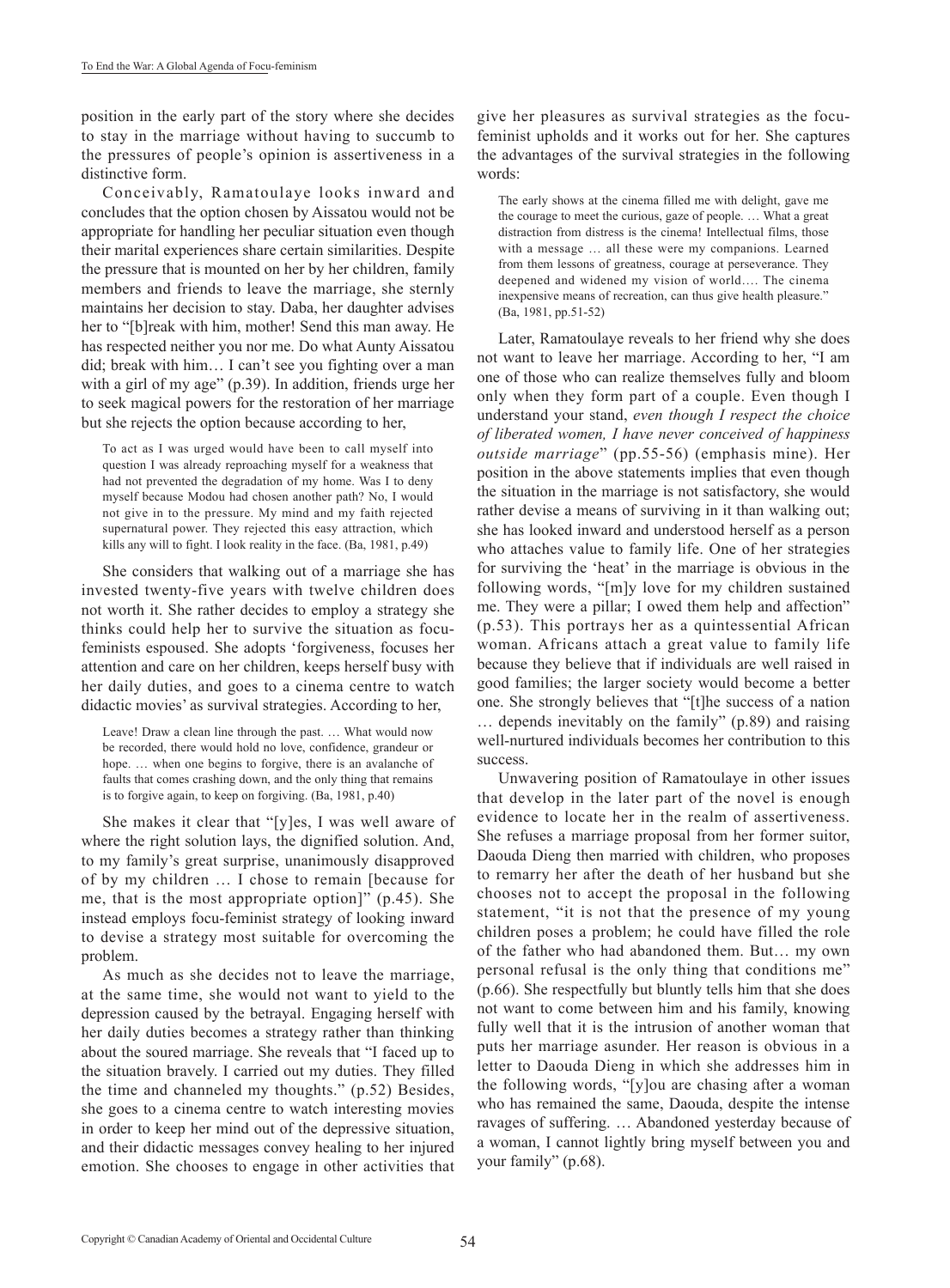position in the early part of the story where she decides to stay in the marriage without having to succumb to the pressures of people's opinion is assertiveness in a distinctive form.

Conceivably, Ramatoulaye looks inward and concludes that the option chosen by Aissatou would not be appropriate for handling her peculiar situation even though their marital experiences share certain similarities. Despite the pressure that is mounted on her by her children, family members and friends to leave the marriage, she sternly maintains her decision to stay. Daba, her daughter advises her to "[b]reak with him, mother! Send this man away. He has respected neither you nor me. Do what Aunty Aissatou did; break with him… I can't see you fighting over a man with a girl of my age" (p.39). In addition, friends urge her to seek magical powers for the restoration of her marriage but she rejects the option because according to her,

> To act as I was urged would have been to call myself into question I was already reproaching myself for a weakness that had not prevented the degradation of my home. Was I to deny myself because Modou had chosen another path? No, I would not give in to the pressure. My mind and my faith rejected supernatural power. They rejected this easy attraction, which kills any will to fight. I look reality in the face. (Ba, 1981, p.49)

She considers that walking out of a marriage she has invested twenty-five years with twelve children does not worth it. She rather decides to employ a strategy she thinks could help her to survive the situation as focu-feminists espoused. She adopts 'forgiveness, focuses her attention and care on her children, keeps herself busy with her daily duties, and goes to a cinema centre to watch didactic movies' as survival strategies. According to her,

> Leave! Draw a clean line through the past. … What would now be recorded, there would hold no love, confidence, grandeur or hope. … when one begins to forgive, there is an avalanche of faults that comes crashing down, and the only thing that remains is to forgive again, to keep on forgiving. (Ba, 1981, p.40)

She makes it clear that "[y]es, I was well aware of where the right solution lays, the dignified solution. And, to my family's great surprise, unanimously disapproved of by my children … I chose to remain [because for me, that is the most appropriate option]" (p.45). She instead employs focu-feminist strategy of looking inward to devise a strategy most suitable for overcoming the problem.

As much as she decides not to leave the marriage, at the same time, she would not want to yield to the depression caused by the betrayal. Engaging herself with her daily duties becomes a strategy rather than thinking about the soured marriage. She reveals that "I faced up to the situation bravely. I carried out my duties. They filled the time and channeled my thoughts." (p.52) Besides, she goes to a cinema centre to watch interesting movies in order to keep her mind out of the depressive situation, and their didactic messages convey healing to her injured emotion. She chooses to engage in other activities that give her pleasures as survival strategies as the focu-feminist upholds and it works out for her. She captures the advantages of the survival strategies in the following words:

> The early shows at the cinema filled me with delight, gave me the courage to meet the curious, gaze of people. … What a great distraction from distress is the cinema! Intellectual films, those with a message … all these were my companions. Learned from them lessons of greatness, courage at perseverance. They deepened and widened my vision of world…. The cinema inexpensive means of recreation, can thus give health pleasure." (Ba, 1981, pp.51-52)

Later, Ramatoulaye reveals to her friend why she does not want to leave her marriage. According to her, "I am one of those who can realize themselves fully and bloom only when they form part of a couple. Even though I understand your stand, *even though I respect the choice of liberated women, I have never conceived of happiness outside marriage*" (pp.55-56) (emphasis mine). Her position in the above statements implies that even though the situation in the marriage is not satisfactory, she would rather devise a means of surviving in it than walking out; she has looked inward and understood herself as a person who attaches value to family life. One of her strategies for surviving the 'heat' in the marriage is obvious in the following words, "[m]y love for my children sustained me. They were a pillar; I owed them help and affection" (p.53). This portrays her as a quintessential African woman. Africans attach a great value to family life because they believe that if individuals are well raised in good families; the larger society would become a better one. She strongly believes that "[t]he success of a nation … depends inevitably on the family" (p.89) and raising well-nurtured individuals becomes her contribution to this success.

Unwavering position of Ramatoulaye in other issues that develop in the later part of the novel is enough evidence to locate her in the realm of assertiveness. She refuses a marriage proposal from her former suitor, Daouda Dieng then married with children, who proposes to remarry her after the death of her husband but she chooses not to accept the proposal in the following statement, "it is not that the presence of my young children poses a problem; he could have filled the role of the father who had abandoned them. But… my own personal refusal is the only thing that conditions me" (p.66). She respectfully but bluntly tells him that she does not want to come between him and his family, knowing fully well that it is the intrusion of another woman that puts her marriage asunder. Her reason is obvious in a letter to Daouda Dieng in which she addresses him in the following words, "[y]ou are chasing after a woman who has remained the same, Daouda, despite the intense ravages of suffering. … Abandoned yesterday because of a woman, I cannot lightly bring myself between you and your family" (p.68).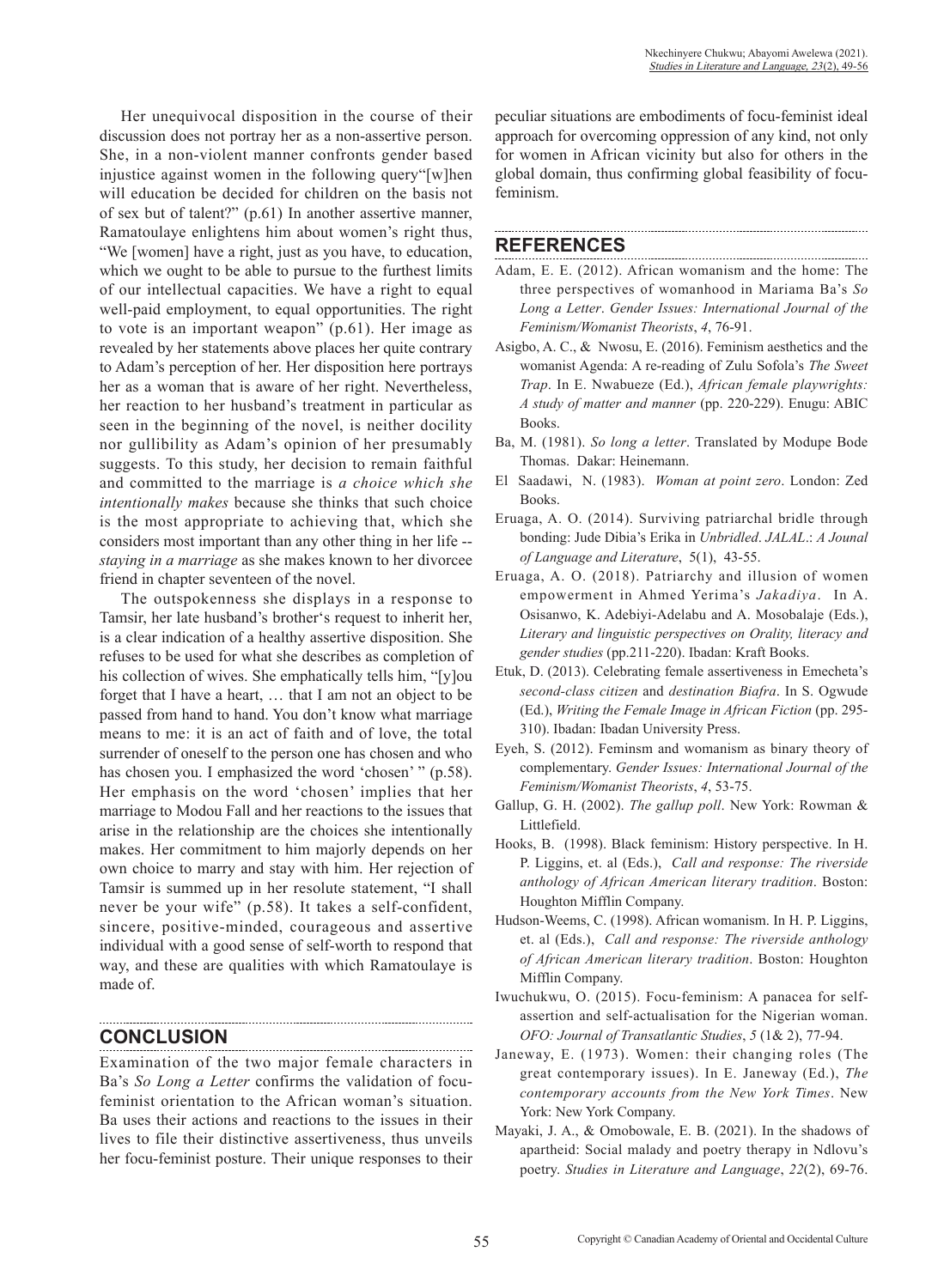Her unequivocal disposition in the course of their discussion does not portray her as a non-assertive person. She, in a non-violent manner confronts gender based injustice against women in the following query"[w]hen will education be decided for children on the basis not of sex but of talent?" (p.61) In another assertive manner, Ramatoulaye enlightens him about women's right thus, "We [women] have a right, just as you have, to education, which we ought to be able to pursue to the furthest limits of our intellectual capacities. We have a right to equal well-paid employment, to equal opportunities. The right to vote is an important weapon" (p.61). Her image as revealed by her statements above places her quite contrary to Adam's perception of her. Her disposition here portrays her as a woman that is aware of her right. Nevertheless, her reaction to her husband's treatment in particular as seen in the beginning of the novel, is neither docility nor gullibility as Adam's opinion of her presumably suggests. To this study, her decision to remain faithful and committed to the marriage is *a choice which she intentionally makes* because she thinks that such choice is the most appropriate to achieving that, which she considers most important than any other thing in her life -- *staying in a marriage* as she makes known to her divorcee friend in chapter seventeen of the novel.

The outspokenness she displays in a response to Tamsir, her late husband's brother's request to inherit her, is a clear indication of a healthy assertive disposition. She refuses to be used for what she describes as completion of his collection of wives. She emphatically tells him, "[y]ou forget that I have a heart, … that I am not an object to be passed from hand to hand. You don't know what marriage means to me: it is an act of faith and of love, the total surrender of oneself to the person one has chosen and who has chosen you. I emphasized the word 'chosen' " (p.58). Her emphasis on the word 'chosen' implies that her marriage to Modou Fall and her reactions to the issues that arise in the relationship are the choices she intentionally makes. Her commitment to him majorly depends on her own choice to marry and stay with him. Her rejection of Tamsir is summed up in her resolute statement, "I shall never be your wife" (p.58). It takes a self-confident, sincere, positive-minded, courageous and assertive individual with a good sense of self-worth to respond that way, and these are qualities with which Ramatoulaye is made of.

## CONCLUSION

Examination of the two major female characters in Ba's *So Long a Letter* confirms the validation of focu-feminist orientation to the African woman's situation. Ba uses their actions and reactions to the issues in their lives to file their distinctive assertiveness, thus unveils her focu-feminist posture. Their unique responses to their peculiar situations are embodiments of focu-feminist ideal approach for overcoming oppression of any kind, not only for women in African vicinity but also for others in the global domain, thus confirming global feasibility of focu-feminism.

## REFERENCES

Adam, E. E. (2012). African womanism and the home: The three perspectives of womanhood in Mariama Ba's *So Long a Letter*. *Gender Issues: International Journal of the Feminism/Womanist Theorists*, *4*, 76-91.

Asigbo, A. C., & Nwosu, E. (2016). Feminism aesthetics and the womanist Agenda: A re-reading of Zulu Sofola's *The Sweet Trap*. In E. Nwabueze (Ed.), *African female playwrights: A study of matter and manner* (pp. 220-229). Enugu: ABIC Books.

Ba, M. (1981). *So long a letter*. Translated by Modupe Bode Thomas. Dakar: Heinemann.

El Saadawi, N. (1983). *Woman at point zero*. London: Zed Books.

Eruaga, A. O. (2014). Surviving patriarchal bridle through bonding: Jude Dibia's Erika in *Unbridled*. *JALAL*.: *A Jounal of Language and Literature*, 5(1), 43-55.

Eruaga, A. O. (2018). Patriarchy and illusion of women empowerment in Ahmed Yerima's *Jakadiya*. In A. Osisanwo, K. Adebiyi-Adelabu and A. Mosobalaje (Eds.), *Literary and linguistic perspectives on Orality, literacy and gender studies* (pp.211-220). Ibadan: Kraft Books.

Etuk, D. (2013). Celebrating female assertiveness in Emecheta's *second-class citizen* and *destination Biafra*. In S. Ogwude (Ed.), *Writing the Female Image in African Fiction* (pp. 295-310). Ibadan: Ibadan University Press.

Eyeh, S. (2012). Feminsm and womanism as binary theory of complementary. *Gender Issues: International Journal of the Feminism/Womanist Theorists*, *4*, 53-75.

Gallup, G. H. (2002). *The gallup poll*. New York: Rowman & Littlefield.

Hooks, B. (1998). Black feminism: History perspective. In H. P. Liggins, et. al (Eds.), *Call and response: The riverside anthology of African American literary tradition*. Boston: Houghton Mifflin Company.

Hudson-Weems, C. (1998). African womanism. In H. P. Liggins, et. al (Eds.), *Call and response: The riverside anthology of African American literary tradition*. Boston: Houghton Mifflin Company.

Iwuchukwu, O. (2015). Focu-feminism: A panacea for self-assertion and self-actualisation for the Nigerian woman. *OFO: Journal of Transatlantic Studies*, *5* (1& 2), 77-94.

Janeway, E. (1973). Women: their changing roles (The great contemporary issues). In E. Janeway (Ed.), *The contemporary accounts from the New York Times*. New York: New York Company.

Mayaki, J. A., & Omobowale, E. B. (2021). In the shadows of apartheid: Social malady and poetry therapy in Ndlovu's poetry. *Studies in Literature and Language*, *22*(2), 69-76.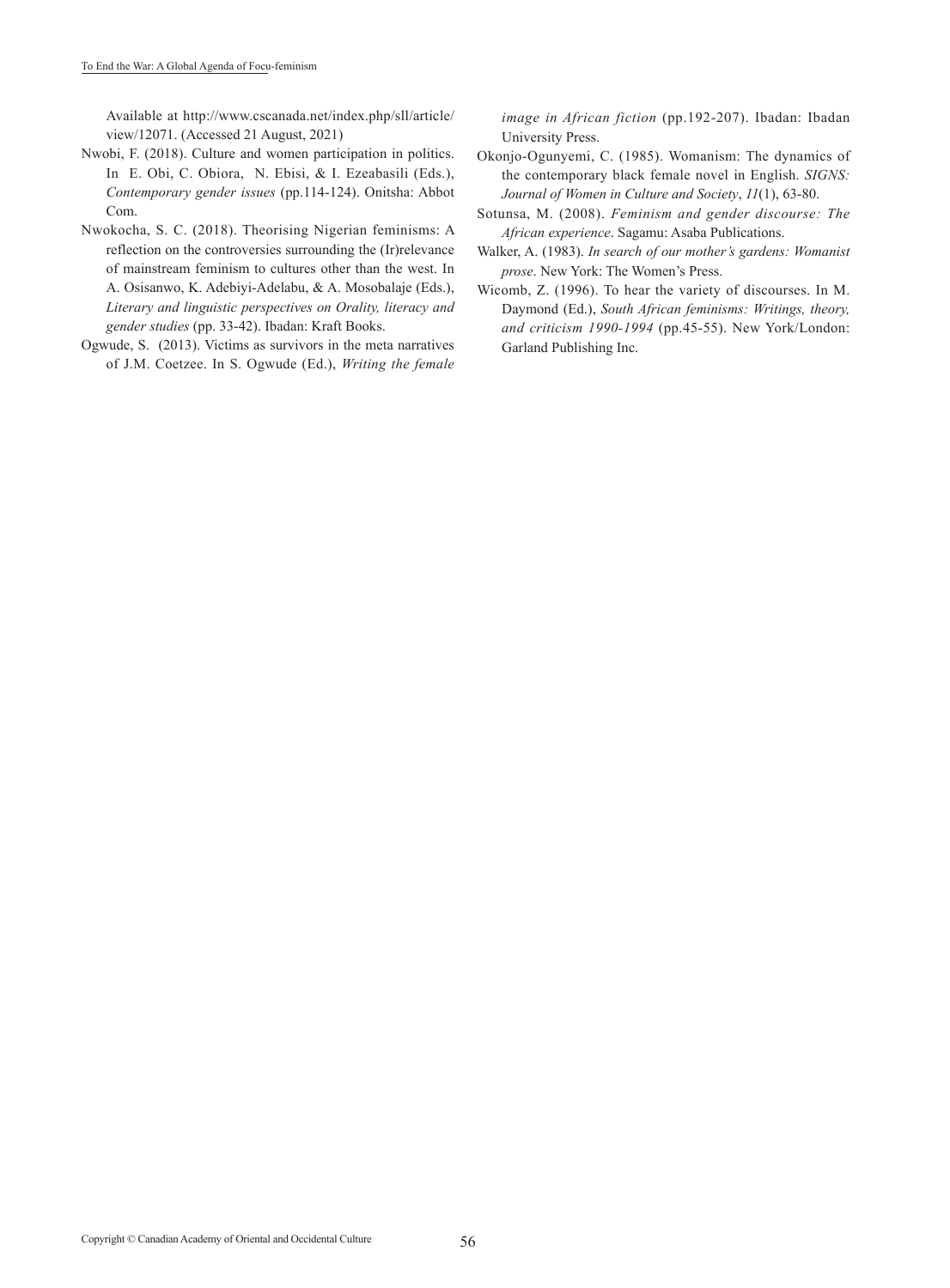Available at http://www.cscanada.net/index.php/sll/article/view/12071. (Accessed 21 August, 2021)

Nwobi, F. (2018). Culture and women participation in politics. In E. Obi, C. Obiora, N. Ebisi, & I. Ezeabasili (Eds.), *Contemporary gender issues* (pp.114-124). Onitsha: Abbot Com.

Nwokocha, S. C. (2018). Theorising Nigerian feminisms: A reflection on the controversies surrounding the (Ir)relevance of mainstream feminism to cultures other than the west. In A. Osisanwo, K. Adebiyi-Adelabu, & A. Mosobalaje (Eds.), *Literary and linguistic perspectives on Orality, literacy and gender studies* (pp. 33-42). Ibadan: Kraft Books.

Ogwude, S. (2013). Victims as survivors in the meta narratives of J.M. Coetzee. In S. Ogwude (Ed.), *Writing the female image in African fiction* (pp.192-207). Ibadan: Ibadan University Press.

Okonjo-Ogunyemi, C. (1985). Womanism: The dynamics of the contemporary black female novel in English. *SIGNS: Journal of Women in Culture and Society*, *11*(1), 63-80.

Sotunsa, M. (2008). *Feminism and gender discourse: The African experience*. Sagamu: Asaba Publications.

Walker, A. (1983). *In search of our mother's gardens: Womanist prose*. New York: The Women's Press.

Wicomb, Z. (1996). To hear the variety of discourses. In M. Daymond (Ed.), *South African feminisms: Writings, theory, and criticism 1990-1994* (pp.45-55). New York/London: Garland Publishing Inc.